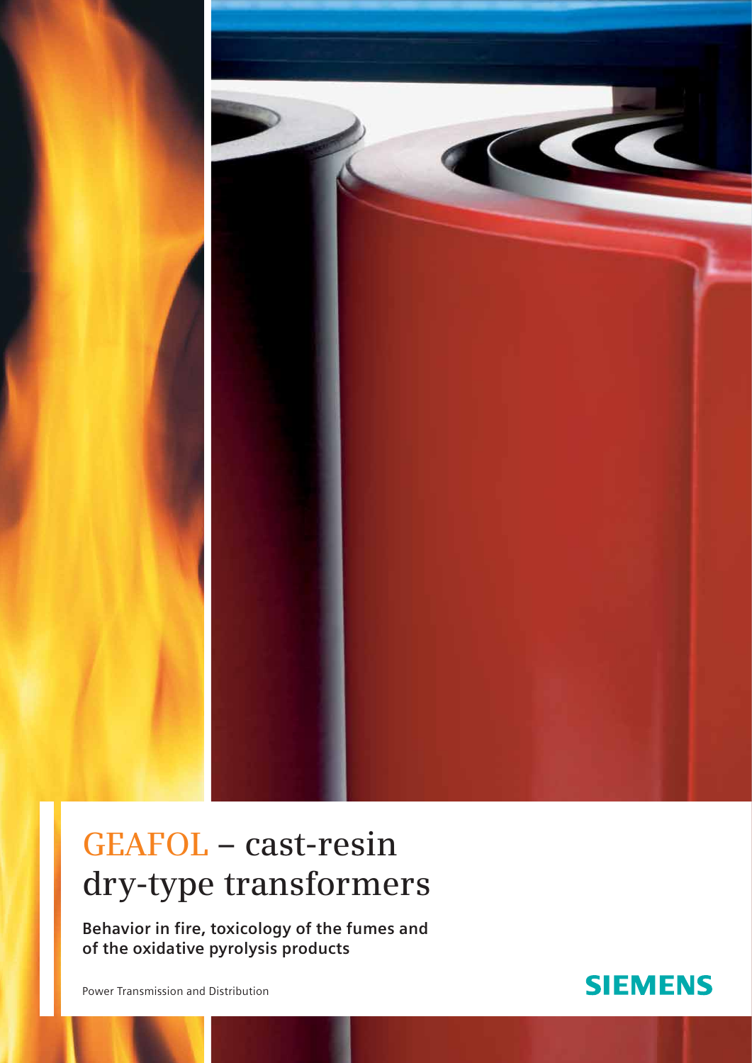# GEAFOL – cast-resin dry-type transformers

**Behavior in fire, toxicology of the fumes and of the oxidative pyrolysis products**

Power Transmission and Distribution

SIEMENS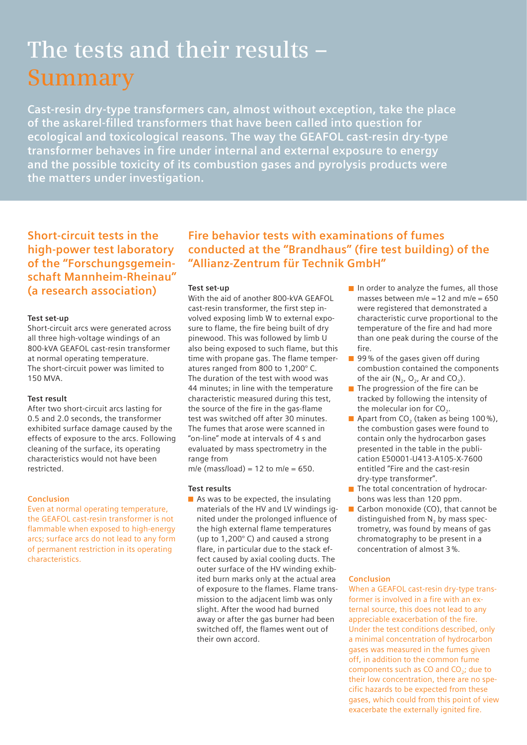# The tests and their results – Summary

**Cast-resin dry-type transformers can, almost without exception, take the place of the askarel-filled transformers that have been called into question for ecological and toxicological reasons. The way the GEAFOL cast-resin dry-type transformer behaves in fire under internal and external exposure to energy and the possible toxicity of its combustion gases and pyrolysis products were the matters under investigation.**

## Short-circuit tests in the high-power test laboratory of the "Forschungsgemeinschaft Mannheim-Rheinau" (a research association)

#### Test set-up

Short-circuit arcs were generated across all three high-voltage windings of an 800-kVA GEAFOL cast-resin transformer at normal operating temperature. The short-circuit power was limited to 150 MVA.

#### Test result

After two short-circuit arcs lasting for 0.5 and 2.0 seconds, the transformer exhibited surface damage caused by the effects of exposure to the arcs. Following cleaning of the surface, its operating characteristics would not have been restricted.

#### Conclusion

Even at normal operating temperature, the GEAFOL cast-resin transformer is not flammable when exposed to high-energy arcs; surface arcs do not lead to any form of permanent restriction in its operating characteristics.

## Fire behavior tests with examinations of fumes conducted at the "Brandhaus" (fire test building) of the "Allianz-Zentrum für Technik GmbH"

#### Test set-up

With the aid of another 800-kVA GEAFOL cast-resin transformer, the first step involved exposing limb W to external exposure to flame, the fire being built of dry pinewood. This was followed by limb U also being exposed to such flame, but this time with propane gas. The flame temperatures ranged from 800 to 1,200° C. The duration of the test with wood was 44 minutes; in line with the temperature characteristic measured during this test, the source of the fire in the gas-flame test was switched off after 30 minutes. The fumes that arose were scanned in "on-line" mode at intervals of 4 s and evaluated by mass spectrometry in the range from
m/e (mass/load) = 12 to m/e = 650.

#### Test results

- As was to be expected, the insulating materials of the HV and LV windings ignited under the prolonged influence of the high external flame temperatures (up to 1,200° C) and caused a strong flare, in particular due to the stack effect caused by axial cooling ducts. The outer surface of the HV winding exhibited burn marks only at the actual area of exposure to the flames. Flame transmission to the adjacent limb was only slight. After the wood had burned away or after the gas burner had been switched off, the flames went out of their own accord.
- In order to analyze the fumes, all those masses between m/e = 12 and m/e = 650 were registered that demonstrated a characteristic curve proportional to the temperature of the fire and had more than one peak during the course of the fire.
- 99 % of the gases given off during combustion contained the components of the air ($N_2$, $O_2$, Ar and $CO_2$).
- The progression of the fire can be tracked by following the intensity of the molecular ion for $CO_2$.
- Apart from $CO_2$ (taken as being 100 %), the combustion gases were found to contain only the hydrocarbon gases presented in the table in the publication E50001-U413-A105-X-7600 entitled "Fire and the cast-resin dry-type transformer".
- The total concentration of hydrocarbons was less than 120 ppm.
- Carbon monoxide (CO), that cannot be distinguished from $N_2$ by mass spectrometry, was found by means of gas chromatography to be present in a concentration of almost 3 %.

#### Conclusion

When a GEAFOL cast-resin dry-type transformer is involved in a fire with an external source, this does not lead to any appreciable exacerbation of the fire. Under the test conditions described, only a minimal concentration of hydrocarbon gases was measured in the fumes given off, in addition to the common fume components such as CO and $CO_2$; due to their low concentration, there are no specific hazards to be expected from these gases, which could from this point of view exacerbate the externally ignited fire.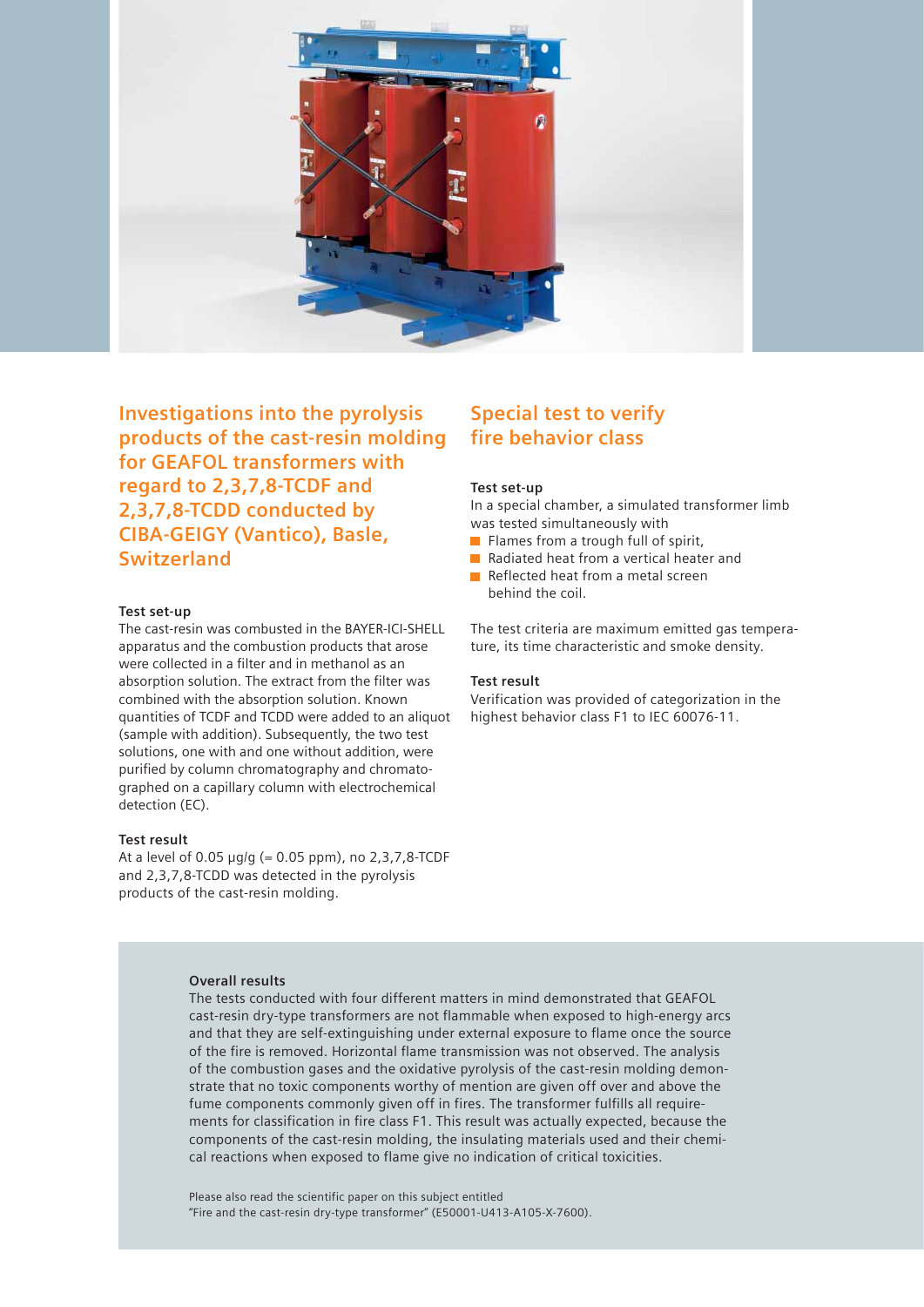## Investigations into the pyrolysis products of the cast-resin molding for GEAFOL transformers with regard to 2,3,7,8-TCDF and 2,3,7,8-TCDD conducted by CIBA-GEIGY (Vantico), Basle, Switzerland

**Test set-up**

The cast-resin was combusted in the BAYER-ICI-SHELL apparatus and the combustion products that arose were collected in a filter and in methanol as an absorption solution. The extract from the filter was combined with the absorption solution. Known quantities of TCDF and TCDD were added to an aliquot (sample with addition). Subsequently, the two test solutions, one with and one without addition, were purified by column chromatography and chromatographed on a capillary column with electrochemical detection (EC).

**Test result**

At a level of 0.05 µg/g (= 0.05 ppm), no 2,3,7,8-TCDF and 2,3,7,8-TCDD was detected in the pyrolysis products of the cast-resin molding.

## Special test to verify fire behavior class

**Test set-up**

In a special chamber, a simulated transformer limb was tested simultaneously with

- Flames from a trough full of spirit,
- Radiated heat from a vertical heater and
- Reflected heat from a metal screen behind the coil.

The test criteria are maximum emitted gas temperature, its time characteristic and smoke density.

**Test result**

Verification was provided of categorization in the highest behavior class F1 to IEC 60076-11.

**Overall results**

The tests conducted with four different matters in mind demonstrated that GEAFOL cast-resin dry-type transformers are not flammable when exposed to high-energy arcs and that they are self-extinguishing under external exposure to flame once the source of the fire is removed. Horizontal flame transmission was not observed. The analysis of the combustion gases and the oxidative pyrolysis of the cast-resin molding demonstrate that no toxic components worthy of mention are given off over and above the fume components commonly given off in fires. The transformer fulfills all requirements for classification in fire class F1. This result was actually expected, because the components of the cast-resin molding, the insulating materials used and their chemical reactions when exposed to flame give no indication of critical toxicities.

Please also read the scientific paper on this subject entitled "Fire and the cast-resin dry-type transformer" (E50001-U413-A105-X-7600).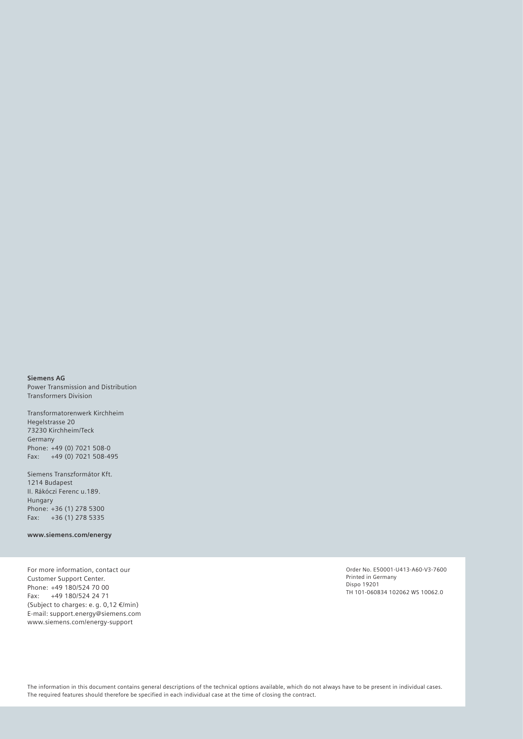**Siemens AG**
Power Transmission and Distribution
Transformers Division

Transformatorenwerk Kirchheim
Hegelstrasse 20
73230 Kirchheim/Teck
Germany
Phone: +49 (0) 7021 508-0
Fax: +49 (0) 7021 508-495

Siemens Transzformátor Kft.
1214 Budapest
II. Rákóczi Ferenc u.189.
Hungary
Phone: +36 (1) 278 5300
Fax: +36 (1) 278 5335

**www.siemens.com/energy**

For more information, contact our
Customer Support Center.
Phone: +49 180/524 70 00
Fax: +49 180/524 24 71
(Subject to charges: e. g. 0,12 €/min)
E-mail: support.energy@siemens.com
www.siemens.com/energy-support

Order No. E50001-U413-A60-V3-7600
Printed in Germany
Dispo 19201
TH 101-060834 102062 WS 10062.0

The information in this document contains general descriptions of the technical options available, which do not always have to be present in individual cases. The required features should therefore be specified in each individual case at the time of closing the contract.